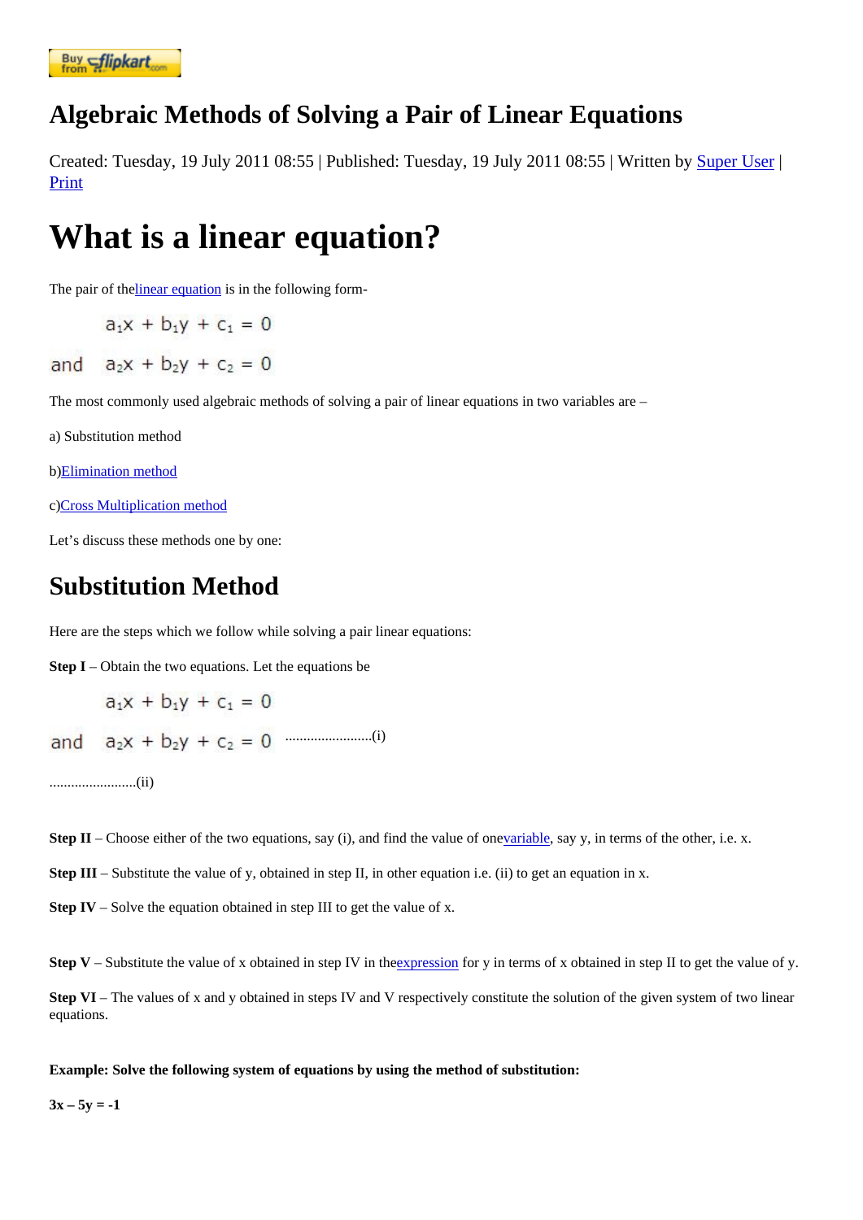# Algebraic Methods of Solving a Pair of Linear Equations

Created: Tuesday, 19 July 2011 08:55 | Published: Tuesday, 19 July 2011 08:55 | Written by Super User | Print

# What is a linear equation?

The pair of the linear equation is in the following form-

$$a_1x + b_1y + c_1 = 0$$

and $a_2x + b_2y + c_2 = 0$

The most commonly used algebraic methods of solving a pair of linear equations in two variables are –

a) Substitution method

b) Elimination method

c) Cross Multiplication method

Let's discuss these methods one by one:

## Substitution Method

Here are the steps which we follow while solving a pair linear equations:

**Step I** – Obtain the two equations. Let the equations be

$$a_1x + b_1y + c_1 = 0$$

and $a_2x + b_2y + c_2 = 0$ ........................(i)

........................(ii)

**Step II** – Choose either of the two equations, say (i), and find the value of one variable, say y, in terms of the other, i.e. x.

**Step III** – Substitute the value of y, obtained in step II, in other equation i.e. (ii) to get an equation in x.

**Step IV** – Solve the equation obtained in step III to get the value of x.

**Step V** – Substitute the value of x obtained in step IV in the expression for y in terms of x obtained in step II to get the value of y.

**Step VI** – The values of x and y obtained in steps IV and V respectively constitute the solution of the given system of two linear equations.

**Example: Solve the following system of equations by using the method of substitution:**

**$3x – 5y = -1$**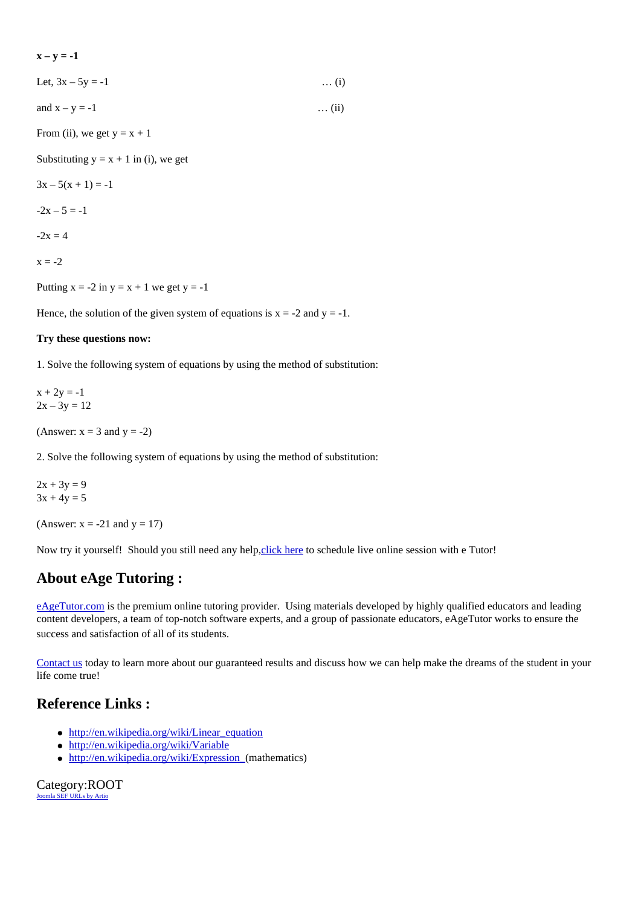**$x – y = -1$**

Let, $3x – 5y = -1$ … (i)

and $x – y = -1$ … (ii)

From (ii), we get $y = x + 1$

Substituting $y = x + 1$ in (i), we get

$3x – 5(x + 1) = -1$

$-2x – 5 = -1$

$-2x = 4$

$x = -2$

Putting $x = -2$ in $y = x + 1$ we get $y = -1$

Hence, the solution of the given system of equations is $x = -2$ and $y = -1$.

**Try these questions now:**

1. Solve the following system of equations by using the method of substitution:

$x + 2y = -1$
$2x – 3y = 12$

(Answer: $x = 3$ and $y = -2$)

2. Solve the following system of equations by using the method of substitution:

$2x + 3y = 9$
$3x + 4y = 5$

(Answer: $x = -21$ and $y = 17$)

Now try it yourself! Should you still need any help, click here to schedule live online session with e Tutor!

## About eAge Tutoring :

eAgeTutor.com is the premium online tutoring provider. Using materials developed by highly qualified educators and leading content developers, a team of top-notch software experts, and a group of passionate educators, eAgeTutor works to ensure the success and satisfaction of all of its students.

Contact us today to learn more about our guaranteed results and discuss how we can help make the dreams of the student in your life come true!

## Reference Links :

- http://en.wikipedia.org/wiki/Linear_equation
- http://en.wikipedia.org/wiki/Variable
- http://en.wikipedia.org/wiki/Expression_(mathematics)

Category:ROOT

Joomla SEF URLs by Artio